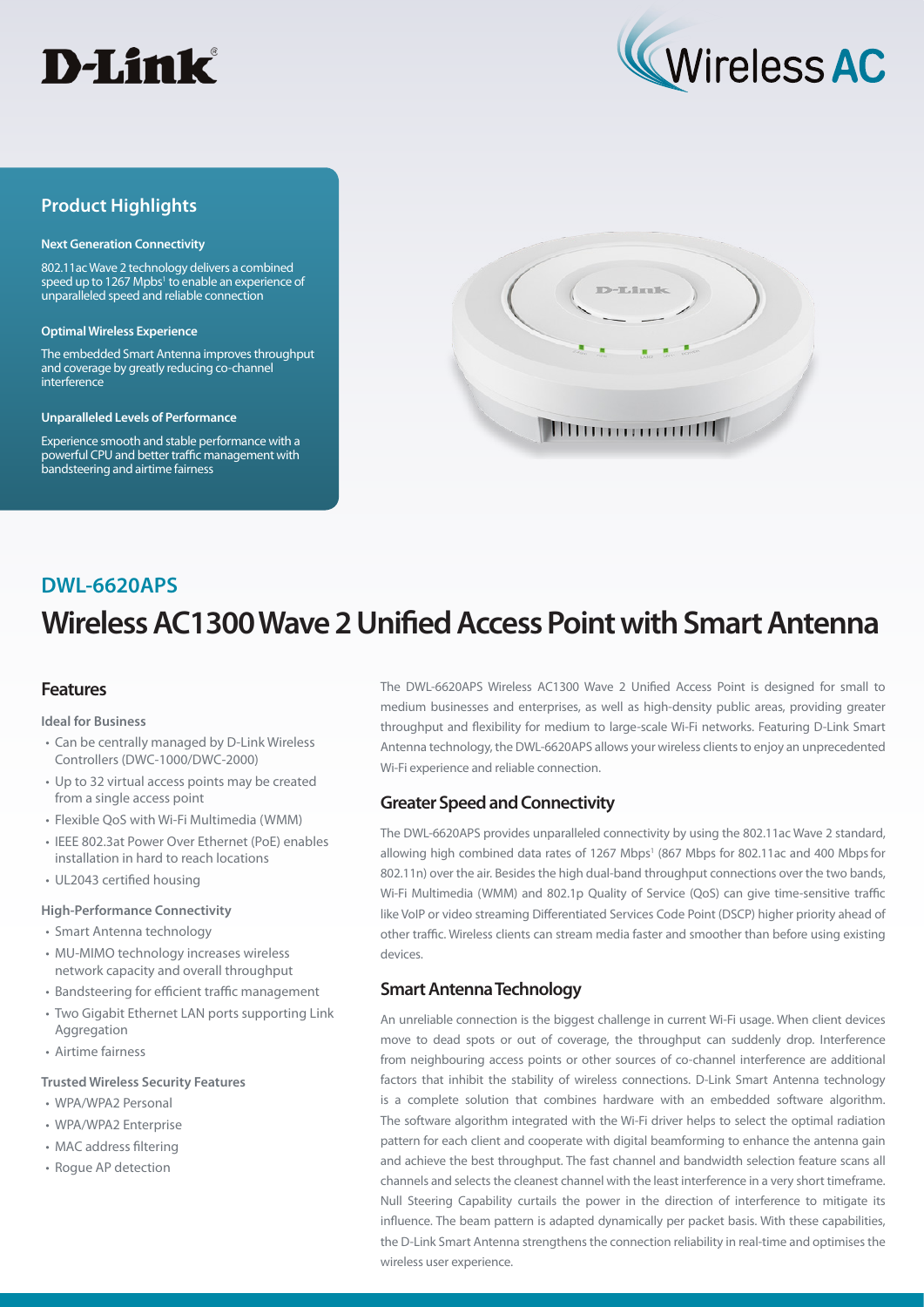D-Link

Wireless AC

## Product Highlights

**Next Generation Connectivity**

802.11ac Wave 2 technology delivers a combined speed up to 1267 Mpbs[1] to enable an experience of unparalleled speed and reliable connection

**Optimal Wireless Experience**

The embedded Smart Antenna improves throughput and coverage by greatly reducing co-channel interference

**Unparalleled Levels of Performance**

Experience smooth and stable performance with a powerful CPU and better traffic management with bandsteering and airtime fairness

## DWL-6620APS

# Wireless AC1300 Wave 2 Unified Access Point with Smart Antenna

## Features

**Ideal for Business**

- Can be centrally managed by D-Link Wireless Controllers (DWC-1000/DWC-2000)
- Up to 32 virtual access points may be created from a single access point
- Flexible QoS with Wi-Fi Multimedia (WMM)
- IEEE 802.3at Power Over Ethernet (PoE) enables installation in hard to reach locations
- UL2043 certified housing

**High-Performance Connectivity**

- Smart Antenna technology
- MU-MIMO technology increases wireless network capacity and overall throughput
- Bandsteering for efficient traffic management
- Two Gigabit Ethernet LAN ports supporting Link Aggregation
- Airtime fairness

**Trusted Wireless Security Features**

- WPA/WPA2 Personal
- WPA/WPA2 Enterprise
- MAC address filtering
- Rogue AP detection

The DWL-6620APS Wireless AC1300 Wave 2 Unified Access Point is designed for small to medium businesses and enterprises, as well as high-density public areas, providing greater throughput and flexibility for medium to large-scale Wi-Fi networks. Featuring D-Link Smart Antenna technology, the DWL-6620APS allows your wireless clients to enjoy an unprecedented Wi-Fi experience and reliable connection.

### Greater Speed and Connectivity

The DWL-6620APS provides unparalleled connectivity by using the 802.11ac Wave 2 standard, allowing high combined data rates of 1267 Mbps[1] (867 Mbps for 802.11ac and 400 Mbps for 802.11n) over the air. Besides the high dual-band throughput connections over the two bands, Wi-Fi Multimedia (WMM) and 802.1p Quality of Service (QoS) can give time-sensitive traffic like VoIP or video streaming Differentiated Services Code Point (DSCP) higher priority ahead of other traffic. Wireless clients can stream media faster and smoother than before using existing devices.

### Smart Antenna Technology

An unreliable connection is the biggest challenge in current Wi-Fi usage. When client devices move to dead spots or out of coverage, the throughput can suddenly drop. Interference from neighbouring access points or other sources of co-channel interference are additional factors that inhibit the stability of wireless connections. D-Link Smart Antenna technology is a complete solution that combines hardware with an embedded software algorithm. The software algorithm integrated with the Wi-Fi driver helps to select the optimal radiation pattern for each client and cooperate with digital beamforming to enhance the antenna gain and achieve the best throughput. The fast channel and bandwidth selection feature scans all channels and selects the cleanest channel with the least interference in a very short timeframe. Null Steering Capability curtails the power in the direction of interference to mitigate its influence. The beam pattern is adapted dynamically per packet basis. With these capabilities, the D-Link Smart Antenna strengthens the connection reliability in real-time and optimises the wireless user experience.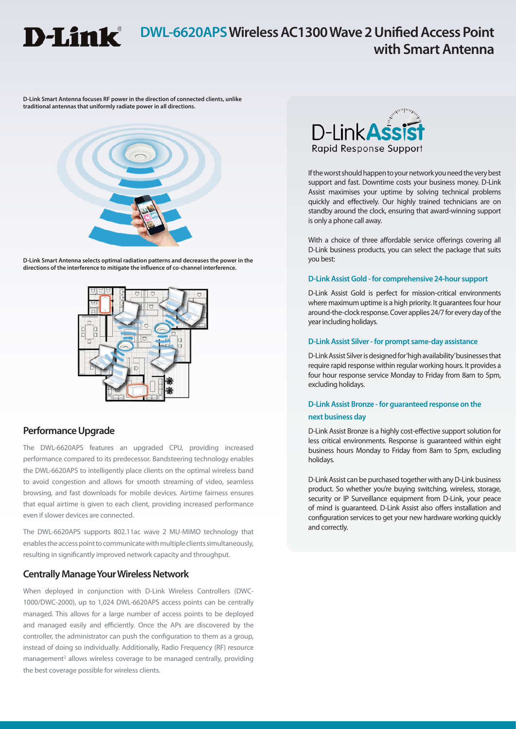# DWL-6620APS Wireless AC1300 Wave 2 Unified Access Point with Smart Antenna

**D-Link Smart Antenna focuses RF power in the direction of connected clients, unlike traditional antennas that uniformly radiate power in all directions.**

**D-Link Smart Antenna selects optimal radiation patterns and decreases the power in the directions of the interference to mitigate the influence of co-channel interference.**

## Performance Upgrade

The DWL-6620APS features an upgraded CPU, providing increased performance compared to its predecessor. Bandsteering technology enables the DWL-6620APS to intelligently place clients on the optimal wireless band to avoid congestion and allows for smooth streaming of video, seamless browsing, and fast downloads for mobile devices. Airtime fairness ensures that equal airtime is given to each client, providing increased performance even if slower devices are connected.

The DWL-6620APS supports 802.11ac wave 2 MU-MIMO technology that enables the access point to communicate with multiple clients simultaneously, resulting in significantly improved network capacity and throughput.

## Centrally Manage Your Wireless Network

When deployed in conjunction with D-Link Wireless Controllers (DWC-1000/DWC-2000), up to 1,024 DWL-6620APS access points can be centrally managed. This allows for a large number of access points to be deployed and managed easily and efficiently. Once the APs are discovered by the controller, the administrator can push the configuration to them as a group, instead of doing so individually. Additionally, Radio Frequency (RF) resource management[2] allows wireless coverage to be managed centrally, providing the best coverage possible for wireless clients.

D-Link Assist
Rapid Response Support

If the worst should happen to your network you need the very best support and fast. Downtime costs your business money. D-Link Assist maximises your uptime by solving technical problems quickly and effectively. Our highly trained technicians are on standby around the clock, ensuring that award-winning support is only a phone call away.

With a choice of three affordable service offerings covering all D-Link business products, you can select the package that suits you best:

### D-Link Assist Gold - for comprehensive 24-hour support

D-Link Assist Gold is perfect for mission-critical environments where maximum uptime is a high priority. It guarantees four hour around-the-clock response. Cover applies 24/7 for every day of the year including holidays.

### D-Link Assist Silver - for prompt same-day assistance

D-Link Assist Silver is designed for 'high availability' businesses that require rapid response within regular working hours. It provides a four hour response service Monday to Friday from 8am to 5pm, excluding holidays.

### D-Link Assist Bronze - for guaranteed response on the next business day

D-Link Assist Bronze is a highly cost-effective support solution for less critical environments. Response is guaranteed within eight business hours Monday to Friday from 8am to 5pm, excluding holidays.

D-Link Assist can be purchased together with any D-Link business product. So whether you're buying switching, wireless, storage, security or IP Surveillance equipment from D-Link, your peace of mind is guaranteed. D-Link Assist also offers installation and configuration services to get your new hardware working quickly and correctly.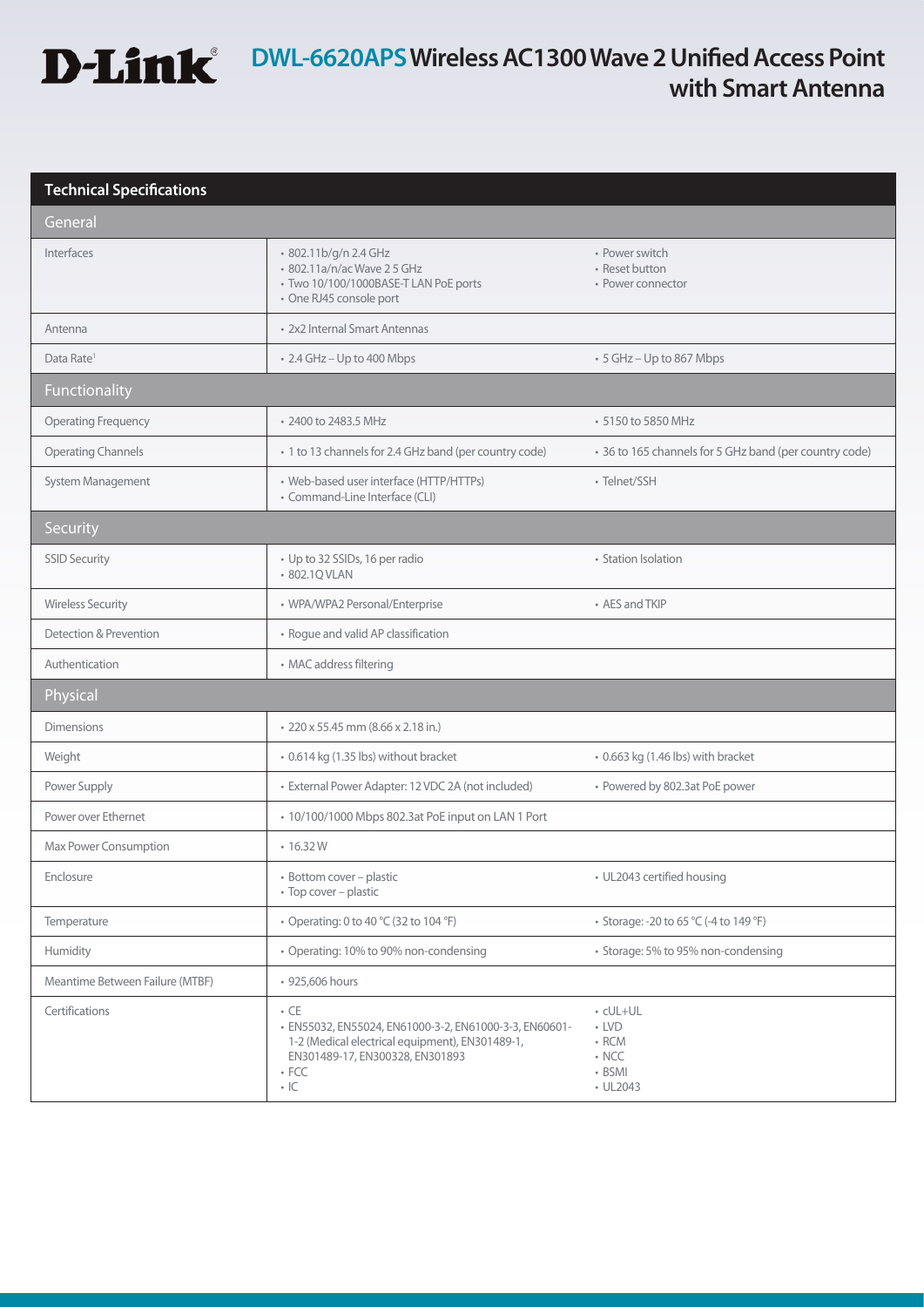# DWL-6620APS Wireless AC1300 Wave 2 Unified Access Point with Smart Antenna

## Technical Specifications

| General | | |
|---|---|---|
| Interfaces | • 802.11b/g/n 2.4 GHz<br>• 802.11a/n/ac Wave 2 5 GHz<br>• Two 10/100/1000BASE-T LAN PoE ports<br>• One RJ45 console port | • Power switch<br>• Reset button<br>• Power connector |
| Antenna | • 2x2 Internal Smart Antennas | |
| Data Rate[1] | • 2.4 GHz – Up to 400 Mbps | • 5 GHz – Up to 867 Mbps |
| **Functionality** | | |
| Operating Frequency | • 2400 to 2483.5 MHz | • 5150 to 5850 MHz |
| Operating Channels | • 1 to 13 channels for 2.4 GHz band (per country code) | • 36 to 165 channels for 5 GHz band (per country code) |
| System Management | • Web-based user interface (HTTP/HTTPs)<br>• Command-Line Interface (CLI) | • Telnet/SSH |
| **Security** | | |
| SSID Security | • Up to 32 SSIDs, 16 per radio<br>• 802.1Q VLAN | • Station Isolation |
| Wireless Security | • WPA/WPA2 Personal/Enterprise | • AES and TKIP |
| Detection & Prevention | • Rogue and valid AP classification | |
| Authentication | • MAC address filtering | |
| **Physical** | | |
| Dimensions | • 220 x 55.45 mm (8.66 x 2.18 in.) | |
| Weight | • 0.614 kg (1.35 lbs) without bracket | • 0.663 kg (1.46 lbs) with bracket |
| Power Supply | • External Power Adapter: 12 VDC 2A (not included) | • Powered by 802.3at PoE power |
| Power over Ethernet | • 10/100/1000 Mbps 802.3at PoE input on LAN 1 Port | |
| Max Power Consumption | • 16.32 W | |
| Enclosure | • Bottom cover – plastic<br>• Top cover – plastic | • UL2043 certified housing |
| Temperature | • Operating: 0 to 40 °C (32 to 104 °F) | • Storage: -20 to 65 °C (-4 to 149 °F) |
| Humidity | • Operating: 10% to 90% non-condensing | • Storage: 5% to 95% non-condensing |
| Meantime Between Failure (MTBF) | • 925,606 hours | |
| Certifications | • CE<br>• EN55032, EN55024, EN61000-3-2, EN61000-3-3, EN60601-1-2 (Medical electrical equipment), EN301489-1, EN301489-17, EN300328, EN301893<br>• FCC<br>• IC | • cUL+UL<br>• LVD<br>• RCM<br>• NCC<br>• BSMI<br>• UL2043 |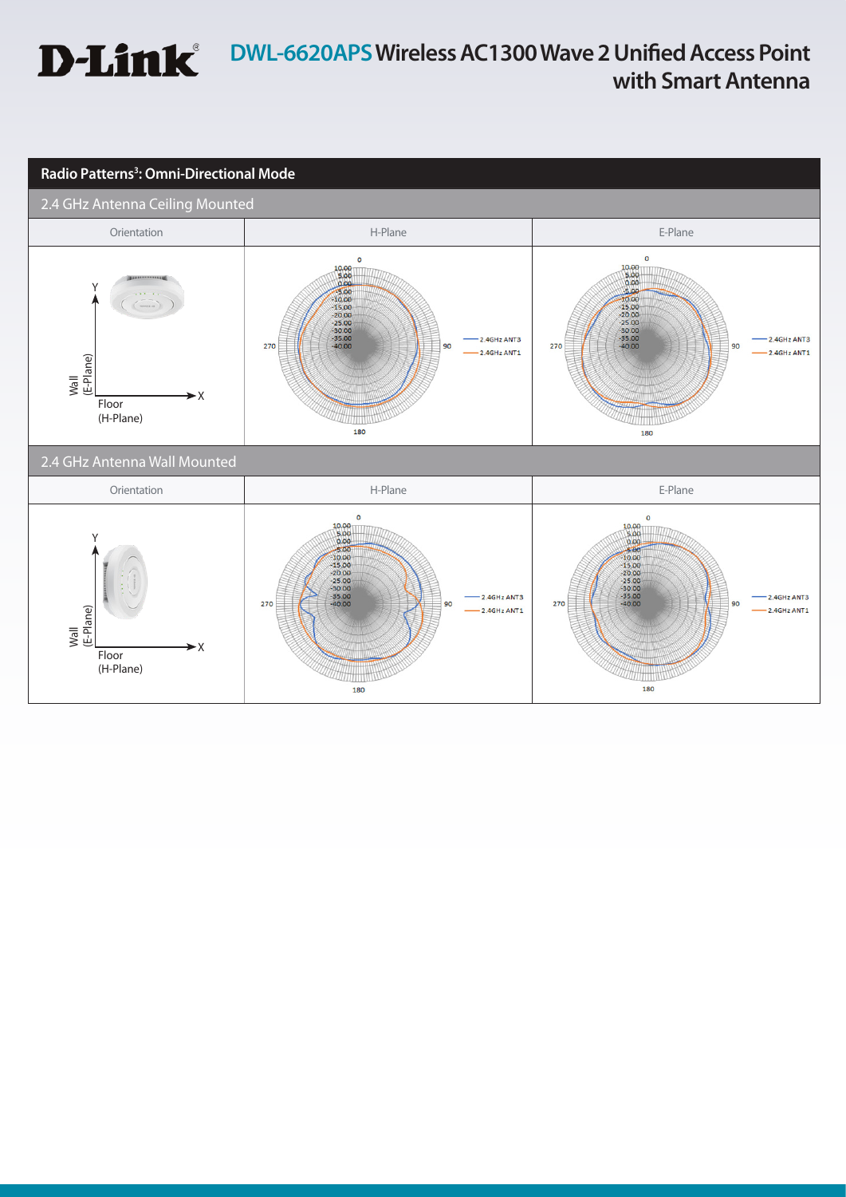# DWL-6620APS Wireless AC1300 Wave 2 Unified Access Point with Smart Antenna

## Radio Patterns[3]: Omni-Directional Mode

### 2.4 GHz Antenna Ceiling Mounted

| Orientation | H-Plane | E-Plane |
|---|---|---|
| Y / X; Wall (E-Plane); Floor (H-Plane) | 2.4GHz ANT3; 2.4GHz ANT1 | 2.4GHz ANT3; 2.4GHz ANT1 |

### 2.4 GHz Antenna Wall Mounted

| Orientation | H-Plane | E-Plane |
|---|---|---|
| Y / X; Wall (E-Plane); Floor (H-Plane) | 2.4GHz ANT3; 2.4GHz ANT1 | 2.4GHz ANT3; 2.4GHz ANT1 |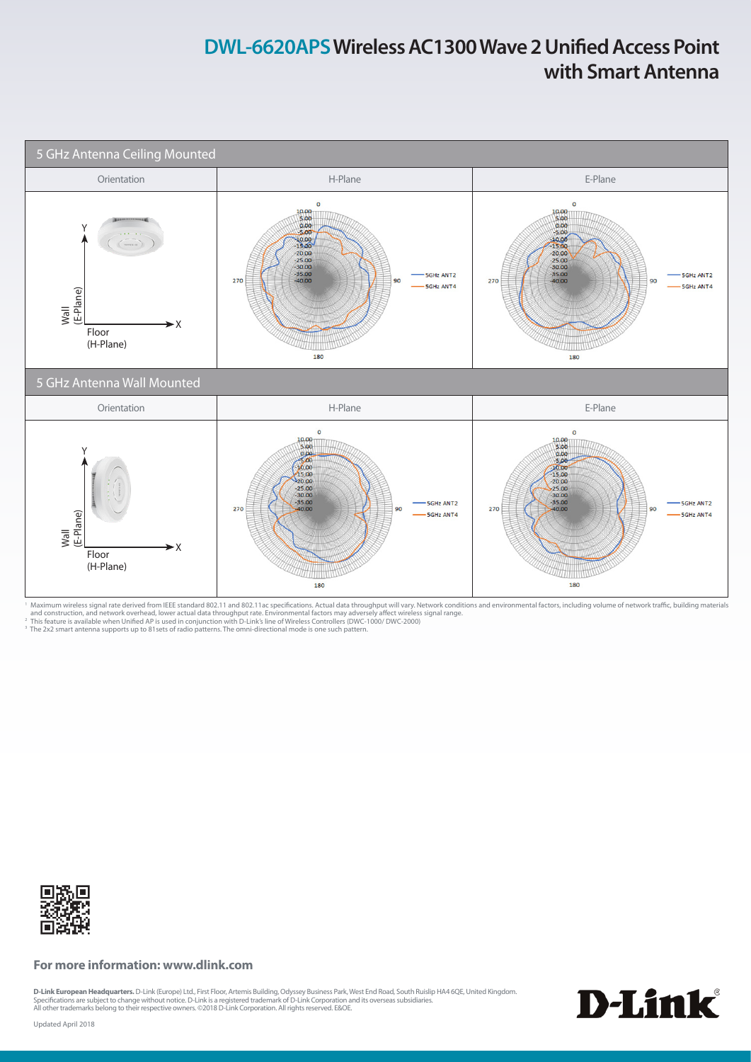# DWL-6620APS Wireless AC1300 Wave 2 Unified Access Point with Smart Antenna

## 5 GHz Antenna Ceiling Mounted

| Orientation | H-Plane | E-Plane |
|---|---|---|
| Y, X, Wall (E-Plane), Floor (H-Plane) | 0, 90, 180, 270; 10.00, 5.00, 0.00, -5.00, -10.00, -15.00, -20.00, -25.00, -30.00, -35.00, -40.00; 5GHz ANT2, 5GHz ANT4 | 0, 90, 180, 270; 10.00, 5.00, 0.00, -5.00, -10.00, -15.00, -20.00, -25.00, -30.00, -35.00, -40.00; 5GHz ANT2, 5GHz ANT4 |

## 5 GHz Antenna Wall Mounted

| Orientation | H-Plane | E-Plane |
|---|---|---|
| Y, X, Wall (E-Plane), Floor (H-Plane) | 0, 90, 180, 270; 10.00, 5.00, 0.00, -5.00, -10.00, -15.00, -20.00, -25.00, -30.00, -35.00, -40.00; 5GHz ANT2, 5GHz ANT4 | 0, 90, 180, 270; 10.00, 5.00, 0.00, -5.00, -10.00, -15.00, -20.00, -25.00, -30.00, -35.00, -40.00; 5GHz ANT2, 5GHz ANT4 |

[1] Maximum wireless signal rate derived from IEEE standard 802.11 and 802.11ac specifications. Actual data throughput will vary. Network conditions and environmental factors, including volume of network traffic, building materials and construction, and network overhead, lower actual data throughput rate. Environmental factors may adversely affect wireless signal range.
[2] This feature is available when Unified AP is used in conjunction with D-Link's line of Wireless Controllers (DWC-1000/ DWC-2000)
[3] The 2x2 smart antenna supports up to 81sets of radio patterns. The omni-directional mode is one such pattern.

**For more information: www.dlink.com**

**D-Link European Headquarters.** D-Link (Europe) Ltd., First Floor, Artemis Building, Odyssey Business Park, West End Road, South Ruislip HA4 6QE, United Kingdom. Specifications are subject to change without notice. D-Link is a registered trademark of D-Link Corporation and its overseas subsidiaries. All other trademarks belong to their respective owners. ©2018 D-Link Corporation. All rights reserved. E&OE.

D-Link®

Updated April 2018